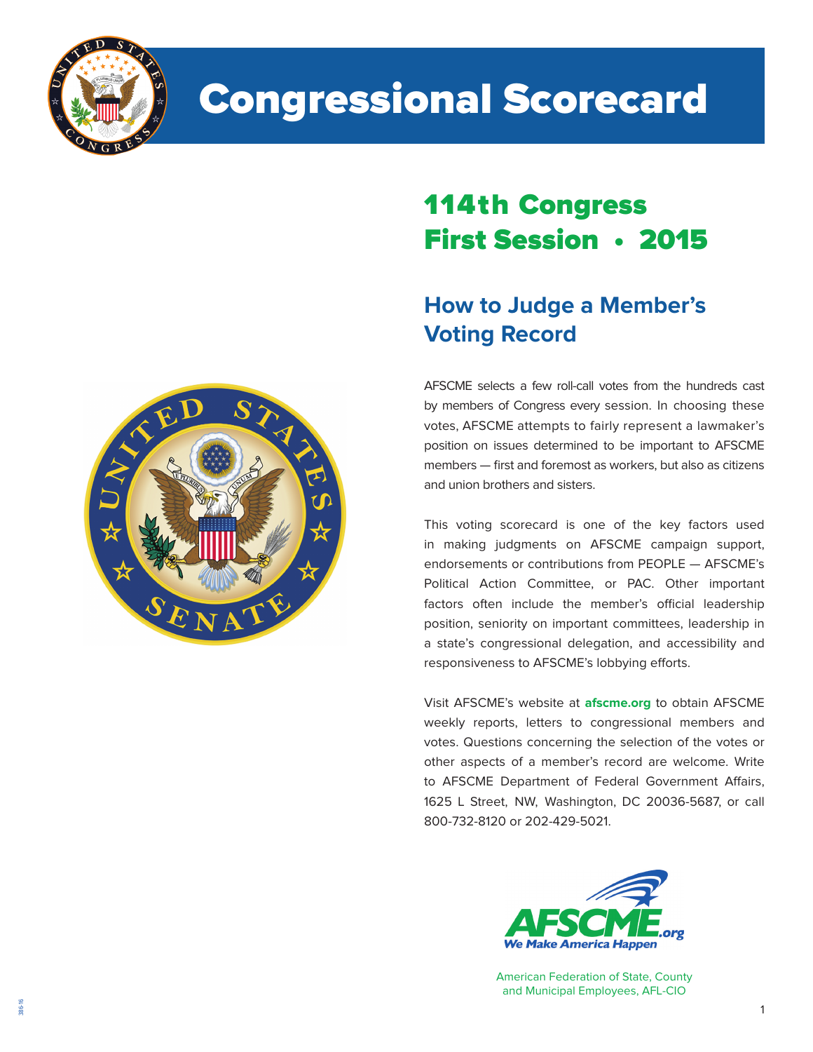# Congressional Scorecard

## 114th Congress
## First Session • 2015

### How to Judge a Member's Voting Record

AFSCME selects a few roll-call votes from the hundreds cast by members of Congress every session. In choosing these votes, AFSCME attempts to fairly represent a lawmaker's position on issues determined to be important to AFSCME members — first and foremost as workers, but also as citizens and union brothers and sisters.

This voting scorecard is one of the key factors used in making judgments on AFSCME campaign support, endorsements or contributions from PEOPLE — AFSCME's Political Action Committee, or PAC. Other important factors often include the member's official leadership position, seniority on important committees, leadership in a state's congressional delegation, and accessibility and responsiveness to AFSCME's lobbying efforts.

Visit AFSCME's website at **afscme.org** to obtain AFSCME weekly reports, letters to congressional members and votes. Questions concerning the selection of the votes or other aspects of a member's record are welcome. Write to AFSCME Department of Federal Government Affairs, 1625 L Street, NW, Washington, DC 20036-5687, or call 800-732-8120 or 202-429-5021.

AFSCME.org
We Make America Happen

American Federation of State, County and Municipal Employees, AFL-CIO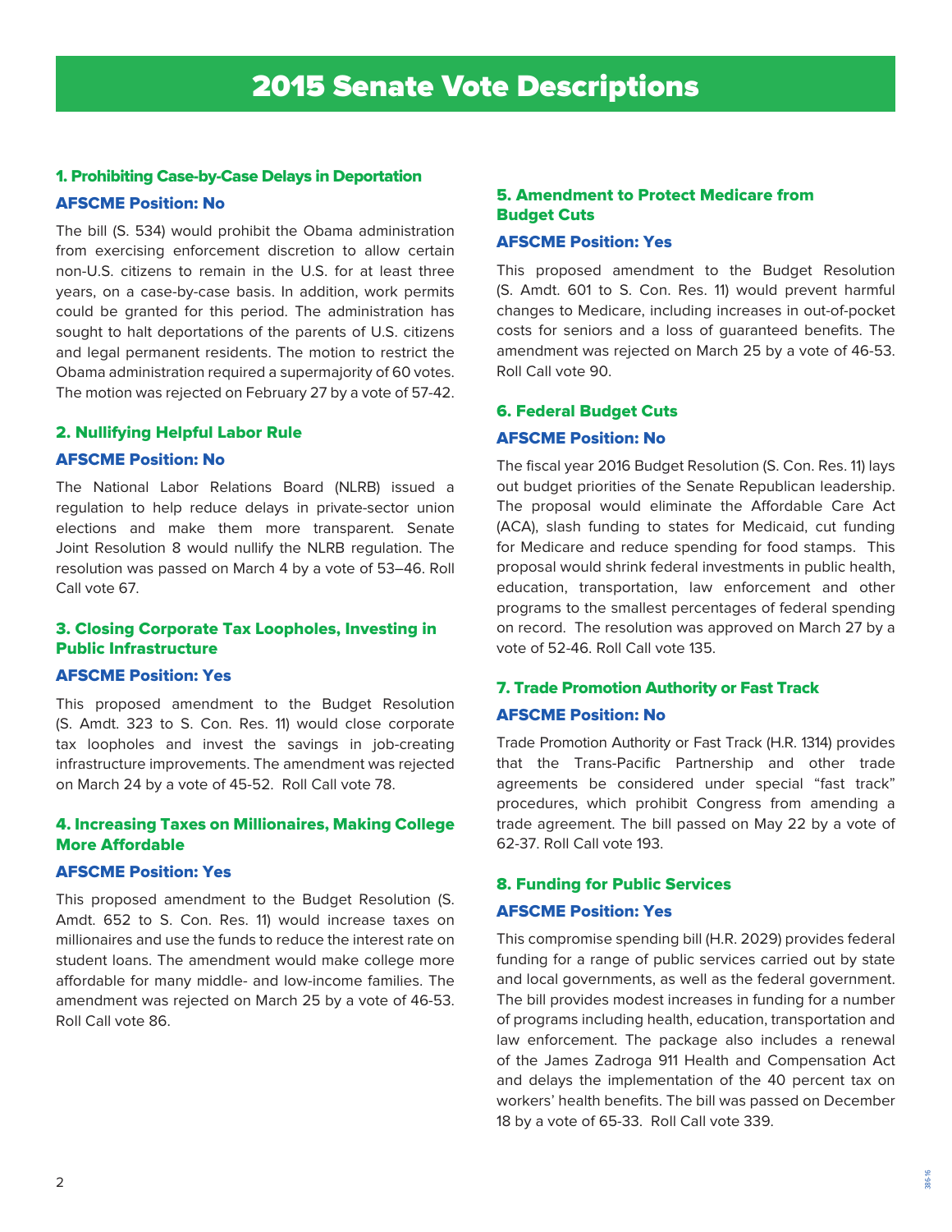# 2015 Senate Vote Descriptions

### 1. Prohibiting Case-by-Case Delays in Deportation

**AFSCME Position: No**

The bill (S. 534) would prohibit the Obama administration from exercising enforcement discretion to allow certain non-U.S. citizens to remain in the U.S. for at least three years, on a case-by-case basis. In addition, work permits could be granted for this period. The administration has sought to halt deportations of the parents of U.S. citizens and legal permanent residents. The motion to restrict the Obama administration required a supermajority of 60 votes. The motion was rejected on February 27 by a vote of 57-42.

### 2. Nullifying Helpful Labor Rule

**AFSCME Position: No**

The National Labor Relations Board (NLRB) issued a regulation to help reduce delays in private-sector union elections and make them more transparent. Senate Joint Resolution 8 would nullify the NLRB regulation. The resolution was passed on March 4 by a vote of 53–46. Roll Call vote 67.

### 3. Closing Corporate Tax Loopholes, Investing in Public Infrastructure

**AFSCME Position: Yes**

This proposed amendment to the Budget Resolution (S. Amdt. 323 to S. Con. Res. 11) would close corporate tax loopholes and invest the savings in job-creating infrastructure improvements. The amendment was rejected on March 24 by a vote of 45-52. Roll Call vote 78.

### 4. Increasing Taxes on Millionaires, Making College More Affordable

**AFSCME Position: Yes**

This proposed amendment to the Budget Resolution (S. Amdt. 652 to S. Con. Res. 11) would increase taxes on millionaires and use the funds to reduce the interest rate on student loans. The amendment would make college more affordable for many middle- and low-income families. The amendment was rejected on March 25 by a vote of 46-53. Roll Call vote 86.

### 5. Amendment to Protect Medicare from Budget Cuts

**AFSCME Position: Yes**

This proposed amendment to the Budget Resolution (S. Amdt. 601 to S. Con. Res. 11) would prevent harmful changes to Medicare, including increases in out-of-pocket costs for seniors and a loss of guaranteed benefits. The amendment was rejected on March 25 by a vote of 46-53. Roll Call vote 90.

### 6. Federal Budget Cuts

**AFSCME Position: No**

The fiscal year 2016 Budget Resolution (S. Con. Res. 11) lays out budget priorities of the Senate Republican leadership. The proposal would eliminate the Affordable Care Act (ACA), slash funding to states for Medicaid, cut funding for Medicare and reduce spending for food stamps. This proposal would shrink federal investments in public health, education, transportation, law enforcement and other programs to the smallest percentages of federal spending on record. The resolution was approved on March 27 by a vote of 52-46. Roll Call vote 135.

### 7. Trade Promotion Authority or Fast Track

**AFSCME Position: No**

Trade Promotion Authority or Fast Track (H.R. 1314) provides that the Trans-Pacific Partnership and other trade agreements be considered under special "fast track" procedures, which prohibit Congress from amending a trade agreement. The bill passed on May 22 by a vote of 62-37. Roll Call vote 193.

### 8. Funding for Public Services

**AFSCME Position: Yes**

This compromise spending bill (H.R. 2029) provides federal funding for a range of public services carried out by state and local governments, as well as the federal government. The bill provides modest increases in funding for a number of programs including health, education, transportation and law enforcement. The package also includes a renewal of the James Zadroga 911 Health and Compensation Act and delays the implementation of the 40 percent tax on workers' health benefits. The bill was passed on December 18 by a vote of 65-33. Roll Call vote 339.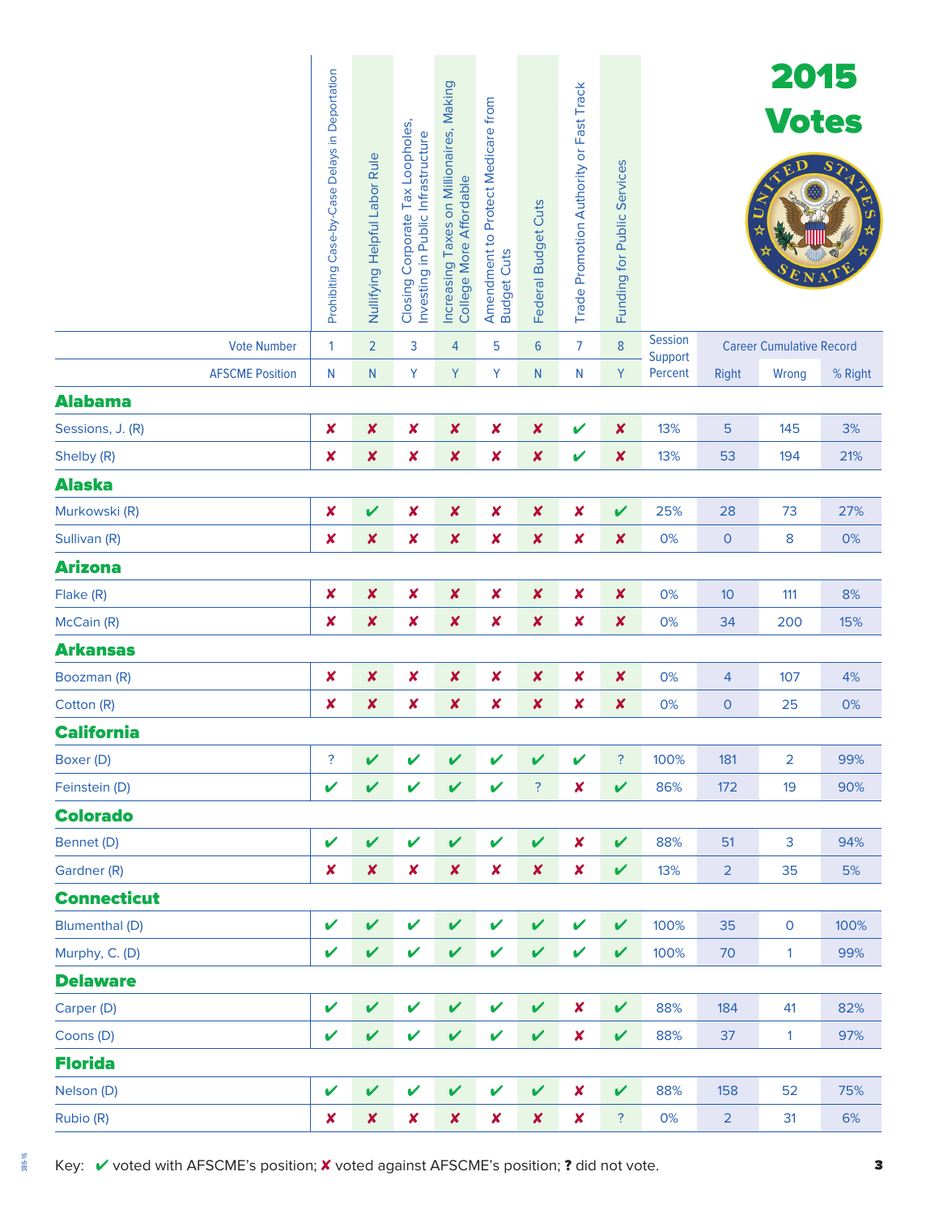# 2015 Votes

| | Prohibiting Case-by-Case Delays in Deportation | Nullifying Helpful Labor Rule | Closing Corporate Tax Loopholes, Investing in Public Infrastructure | Increasing Taxes on Millionaires, Making College More Affordable | Amendment to Protect Medicare from Budget Cuts | Federal Budget Cuts | Trade Promotion Authority or Fast Track | Funding for Public Services | Session Support Percent | Career Cumulative Record | | |
|---|---|---|---|---|---|---|---|---|---|---|---|---|
| Vote Number | 1 | 2 | 3 | 4 | 5 | 6 | 7 | 8 | | Right | Wrong | % Right |
| AFSCME Position | N | N | Y | Y | Y | N | N | Y | | | | |
| **Alabama** | | | | | | | | | | | | |
| Sessions, J. (R) | ✘ | ✘ | ✘ | ✘ | ✘ | ✘ | ✔ | ✘ | 13% | 5 | 145 | 3% |
| Shelby (R) | ✘ | ✘ | ✘ | ✘ | ✘ | ✘ | ✔ | ✘ | 13% | 53 | 194 | 21% |
| **Alaska** | | | | | | | | | | | | |
| Murkowski (R) | ✘ | ✔ | ✘ | ✘ | ✘ | ✘ | ✘ | ✔ | 25% | 28 | 73 | 27% |
| Sullivan (R) | ✘ | ✘ | ✘ | ✘ | ✘ | ✘ | ✘ | ✘ | 0% | 0 | 8 | 0% |
| **Arizona** | | | | | | | | | | | | |
| Flake (R) | ✘ | ✘ | ✘ | ✘ | ✘ | ✘ | ✘ | ✘ | 0% | 10 | 111 | 8% |
| McCain (R) | ✘ | ✘ | ✘ | ✘ | ✘ | ✘ | ✘ | ✘ | 0% | 34 | 200 | 15% |
| **Arkansas** | | | | | | | | | | | | |
| Boozman (R) | ✘ | ✘ | ✘ | ✘ | ✘ | ✘ | ✘ | ✘ | 0% | 4 | 107 | 4% |
| Cotton (R) | ✘ | ✘ | ✘ | ✘ | ✘ | ✘ | ✘ | ✘ | 0% | 0 | 25 | 0% |
| **California** | | | | | | | | | | | | |
| Boxer (D) | ? | ✔ | ✔ | ✔ | ✔ | ✔ | ✔ | ? | 100% | 181 | 2 | 99% |
| Feinstein (D) | ✔ | ✔ | ✔ | ✔ | ✔ | ? | ✘ | ✔ | 86% | 172 | 19 | 90% |
| **Colorado** | | | | | | | | | | | | |
| Bennet (D) | ✔ | ✔ | ✔ | ✔ | ✔ | ✔ | ✘ | ✔ | 88% | 51 | 3 | 94% |
| Gardner (R) | ✘ | ✘ | ✘ | ✘ | ✘ | ✘ | ✘ | ✔ | 13% | 2 | 35 | 5% |
| **Connecticut** | | | | | | | | | | | | |
| Blumenthal (D) | ✔ | ✔ | ✔ | ✔ | ✔ | ✔ | ✔ | ✔ | 100% | 35 | 0 | 100% |
| Murphy, C. (D) | ✔ | ✔ | ✔ | ✔ | ✔ | ✔ | ✔ | ✔ | 100% | 70 | 1 | 99% |
| **Delaware** | | | | | | | | | | | | |
| Carper (D) | ✔ | ✔ | ✔ | ✔ | ✔ | ✔ | ✘ | ✔ | 88% | 184 | 41 | 82% |
| Coons (D) | ✔ | ✔ | ✔ | ✔ | ✔ | ✔ | ✘ | ✔ | 88% | 37 | 1 | 97% |
| **Florida** | | | | | | | | | | | | |
| Nelson (D) | ✔ | ✔ | ✔ | ✔ | ✔ | ✔ | ✘ | ✔ | 88% | 158 | 52 | 75% |
| Rubio (R) | ✘ | ✘ | ✘ | ✘ | ✘ | ✘ | ✘ | ? | 0% | 2 | 31 | 6% |

Key: ✔ voted with AFSCME's position; ✘ voted against AFSCME's position; ? did not vote.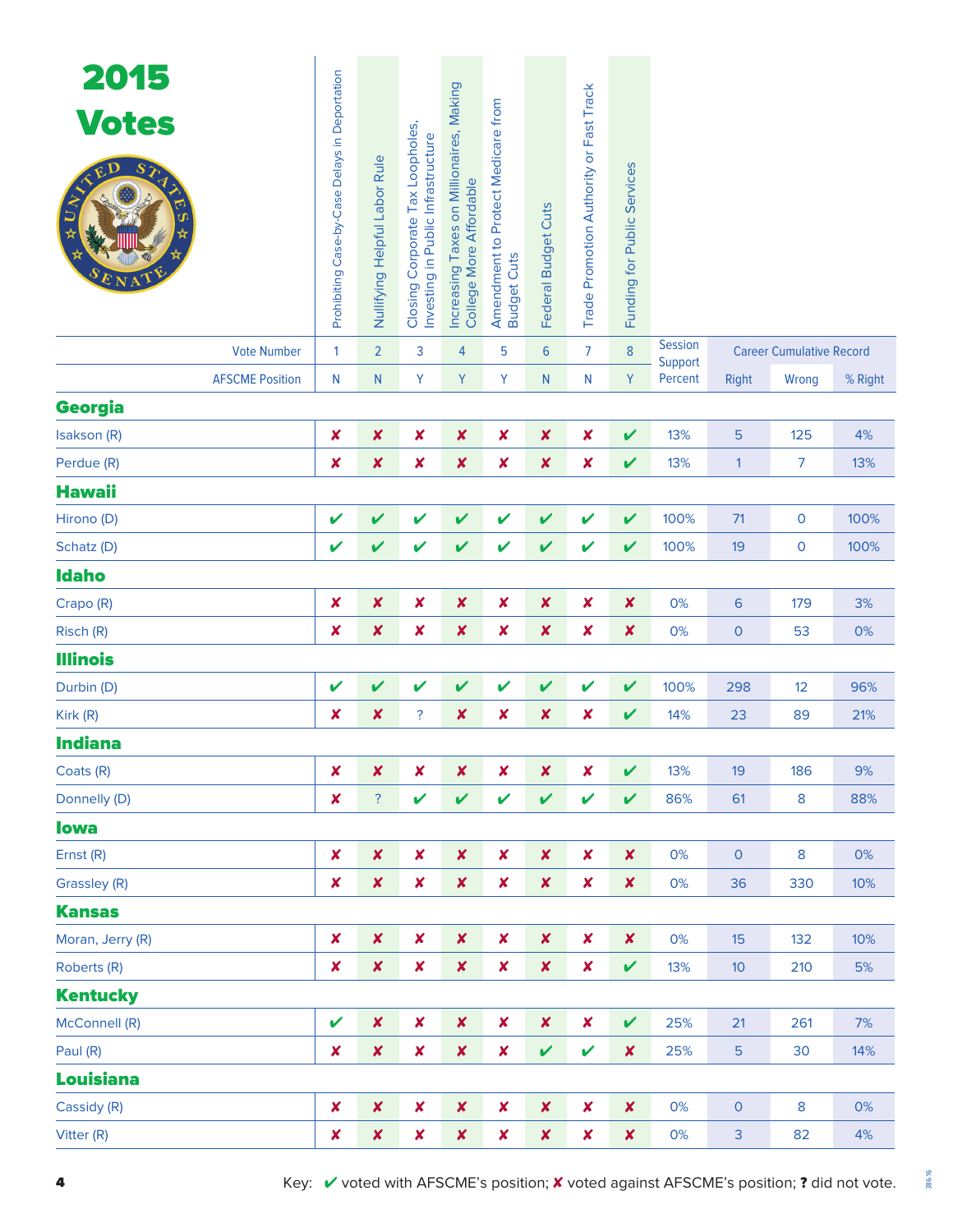# 2015 Votes

| | Prohibiting Case-by-Case Delays in Deportation | Nullifying Helpful Labor Rule | Closing Corporate Tax Loopholes, Investing in Public Infrastructure | Increasing Taxes on Millionaires, Making College More Affordable | Amendment to Protect Medicare from Budget Cuts | Federal Budget Cuts | Trade Promotion Authority or Fast Track | Funding for Public Services | Session Support Percent | Career Cumulative Record | | |
|---|---|---|---|---|---|---|---|---|---|---|---|---|
| Vote Number | 1 | 2 | 3 | 4 | 5 | 6 | 7 | 8 | | Right | Wrong | % Right |
| AFSCME Position | N | N | Y | Y | Y | N | N | Y | | | | |
| **Georgia** | | | | | | | | | | | | |
| Isakson (R) | ✘ | ✘ | ✘ | ✘ | ✘ | ✘ | ✘ | ✔ | 13% | 5 | 125 | 4% |
| Perdue (R) | ✘ | ✘ | ✘ | ✘ | ✘ | ✘ | ✘ | ✔ | 13% | 1 | 7 | 13% |
| **Hawaii** | | | | | | | | | | | | |
| Hirono (D) | ✔ | ✔ | ✔ | ✔ | ✔ | ✔ | ✔ | ✔ | 100% | 71 | 0 | 100% |
| Schatz (D) | ✔ | ✔ | ✔ | ✔ | ✔ | ✔ | ✔ | ✔ | 100% | 19 | 0 | 100% |
| **Idaho** | | | | | | | | | | | | |
| Crapo (R) | ✘ | ✘ | ✘ | ✘ | ✘ | ✘ | ✘ | ✘ | 0% | 6 | 179 | 3% |
| Risch (R) | ✘ | ✘ | ✘ | ✘ | ✘ | ✘ | ✘ | ✘ | 0% | 0 | 53 | 0% |
| **Illinois** | | | | | | | | | | | | |
| Durbin (D) | ✔ | ✔ | ✔ | ✔ | ✔ | ✔ | ✔ | ✔ | 100% | 298 | 12 | 96% |
| Kirk (R) | ✘ | ✘ | ? | ✘ | ✘ | ✘ | ✘ | ✔ | 14% | 23 | 89 | 21% |
| **Indiana** | | | | | | | | | | | | |
| Coats (R) | ✘ | ✘ | ✘ | ✘ | ✘ | ✘ | ✘ | ✔ | 13% | 19 | 186 | 9% |
| Donnelly (D) | ✘ | ? | ✔ | ✔ | ✔ | ✔ | ✔ | ✔ | 86% | 61 | 8 | 88% |
| **Iowa** | | | | | | | | | | | | |
| Ernst (R) | ✘ | ✘ | ✘ | ✘ | ✘ | ✘ | ✘ | ✘ | 0% | 0 | 8 | 0% |
| Grassley (R) | ✘ | ✘ | ✘ | ✘ | ✘ | ✘ | ✘ | ✘ | 0% | 36 | 330 | 10% |
| **Kansas** | | | | | | | | | | | | |
| Moran, Jerry (R) | ✘ | ✘ | ✘ | ✘ | ✘ | ✘ | ✘ | ✘ | 0% | 15 | 132 | 10% |
| Roberts (R) | ✘ | ✘ | ✘ | ✘ | ✘ | ✘ | ✘ | ✔ | 13% | 10 | 210 | 5% |
| **Kentucky** | | | | | | | | | | | | |
| McConnell (R) | ✔ | ✘ | ✘ | ✘ | ✘ | ✘ | ✘ | ✔ | 25% | 21 | 261 | 7% |
| Paul (R) | ✘ | ✘ | ✘ | ✘ | ✘ | ✔ | ✔ | ✘ | 25% | 5 | 30 | 14% |
| **Louisiana** | | | | | | | | | | | | |
| Cassidy (R) | ✘ | ✘ | ✘ | ✘ | ✘ | ✘ | ✘ | ✘ | 0% | 0 | 8 | 0% |
| Vitter (R) | ✘ | ✘ | ✘ | ✘ | ✘ | ✘ | ✘ | ✘ | 0% | 3 | 82 | 4% |

Key: ✔ voted with AFSCME's position; ✘ voted against AFSCME's position; **?** did not vote.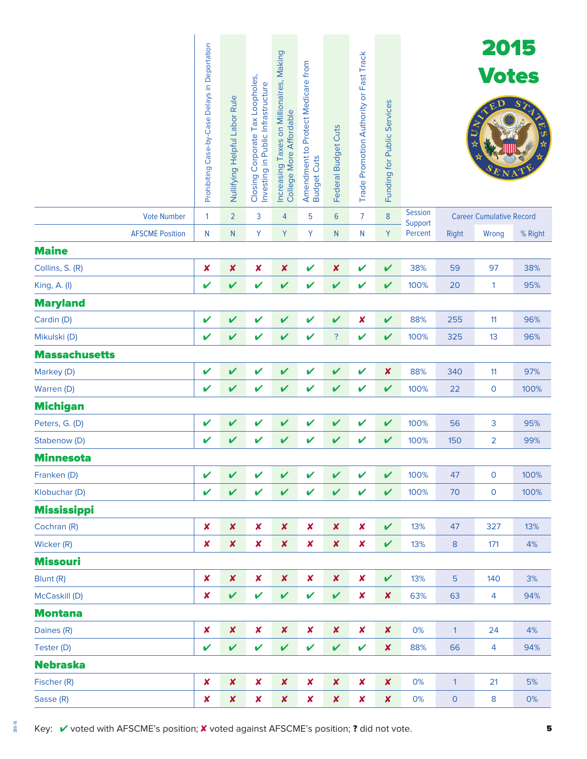# 2015 Votes

| | Prohibiting Case-by-Case Delays in Deportation | Nullifying Helpful Labor Rule | Closing Corporate Tax Loopholes, Investing in Public Infrastructure | Increasing Taxes on Millionaires, Making College More Affordable | Amendment to Protect Medicare from Budget Cuts | Federal Budget Cuts | Trade Promotion Authority or Fast Track | Funding for Public Services | Session Support Percent | Career Cumulative Record | | |
|---|---|---|---|---|---|---|---|---|---|---|---|---|
| Vote Number | 1 | 2 | 3 | 4 | 5 | 6 | 7 | 8 | | Right | Wrong | % Right |
| AFSCME Position | N | N | Y | Y | Y | N | N | Y | | | | |
| **Maine** | | | | | | | | | | | | |
| Collins, S. (R) | ✘ | ✘ | ✘ | ✘ | ✔ | ✘ | ✔ | ✔ | 38% | 59 | 97 | 38% |
| King, A. (I) | ✔ | ✔ | ✔ | ✔ | ✔ | ✔ | ✔ | ✔ | 100% | 20 | 1 | 95% |
| **Maryland** | | | | | | | | | | | | |
| Cardin (D) | ✔ | ✔ | ✔ | ✔ | ✔ | ✔ | ✘ | ✔ | 88% | 255 | 11 | 96% |
| Mikulski (D) | ✔ | ✔ | ✔ | ✔ | ✔ | ? | ✔ | ✔ | 100% | 325 | 13 | 96% |
| **Massachusetts** | | | | | | | | | | | | |
| Markey (D) | ✔ | ✔ | ✔ | ✔ | ✔ | ✔ | ✔ | ✘ | 88% | 340 | 11 | 97% |
| Warren (D) | ✔ | ✔ | ✔ | ✔ | ✔ | ✔ | ✔ | ✔ | 100% | 22 | 0 | 100% |
| **Michigan** | | | | | | | | | | | | |
| Peters, G. (D) | ✔ | ✔ | ✔ | ✔ | ✔ | ✔ | ✔ | ✔ | 100% | 56 | 3 | 95% |
| Stabenow (D) | ✔ | ✔ | ✔ | ✔ | ✔ | ✔ | ✔ | ✔ | 100% | 150 | 2 | 99% |
| **Minnesota** | | | | | | | | | | | | |
| Franken (D) | ✔ | ✔ | ✔ | ✔ | ✔ | ✔ | ✔ | ✔ | 100% | 47 | 0 | 100% |
| Klobuchar (D) | ✔ | ✔ | ✔ | ✔ | ✔ | ✔ | ✔ | ✔ | 100% | 70 | 0 | 100% |
| **Mississippi** | | | | | | | | | | | | |
| Cochran (R) | ✘ | ✘ | ✘ | ✘ | ✘ | ✘ | ✘ | ✔ | 13% | 47 | 327 | 13% |
| Wicker (R) | ✘ | ✘ | ✘ | ✘ | ✘ | ✘ | ✘ | ✔ | 13% | 8 | 171 | 4% |
| **Missouri** | | | | | | | | | | | | |
| Blunt (R) | ✘ | ✘ | ✘ | ✘ | ✘ | ✘ | ✘ | ✔ | 13% | 5 | 140 | 3% |
| McCaskill (D) | ✘ | ✔ | ✔ | ✔ | ✔ | ✔ | ✘ | ✘ | 63% | 63 | 4 | 94% |
| **Montana** | | | | | | | | | | | | |
| Daines (R) | ✘ | ✘ | ✘ | ✘ | ✘ | ✘ | ✘ | ✘ | 0% | 1 | 24 | 4% |
| Tester (D) | ✔ | ✔ | ✔ | ✔ | ✔ | ✔ | ✔ | ✘ | 88% | 66 | 4 | 94% |
| **Nebraska** | | | | | | | | | | | | |
| Fischer (R) | ✘ | ✘ | ✘ | ✘ | ✘ | ✘ | ✘ | ✘ | 0% | 1 | 21 | 5% |
| Sasse (R) | ✘ | ✘ | ✘ | ✘ | ✘ | ✘ | ✘ | ✘ | 0% | 0 | 8 | 0% |

Key: ✔ voted with AFSCME's position; ✘ voted against AFSCME's position; ? did not vote.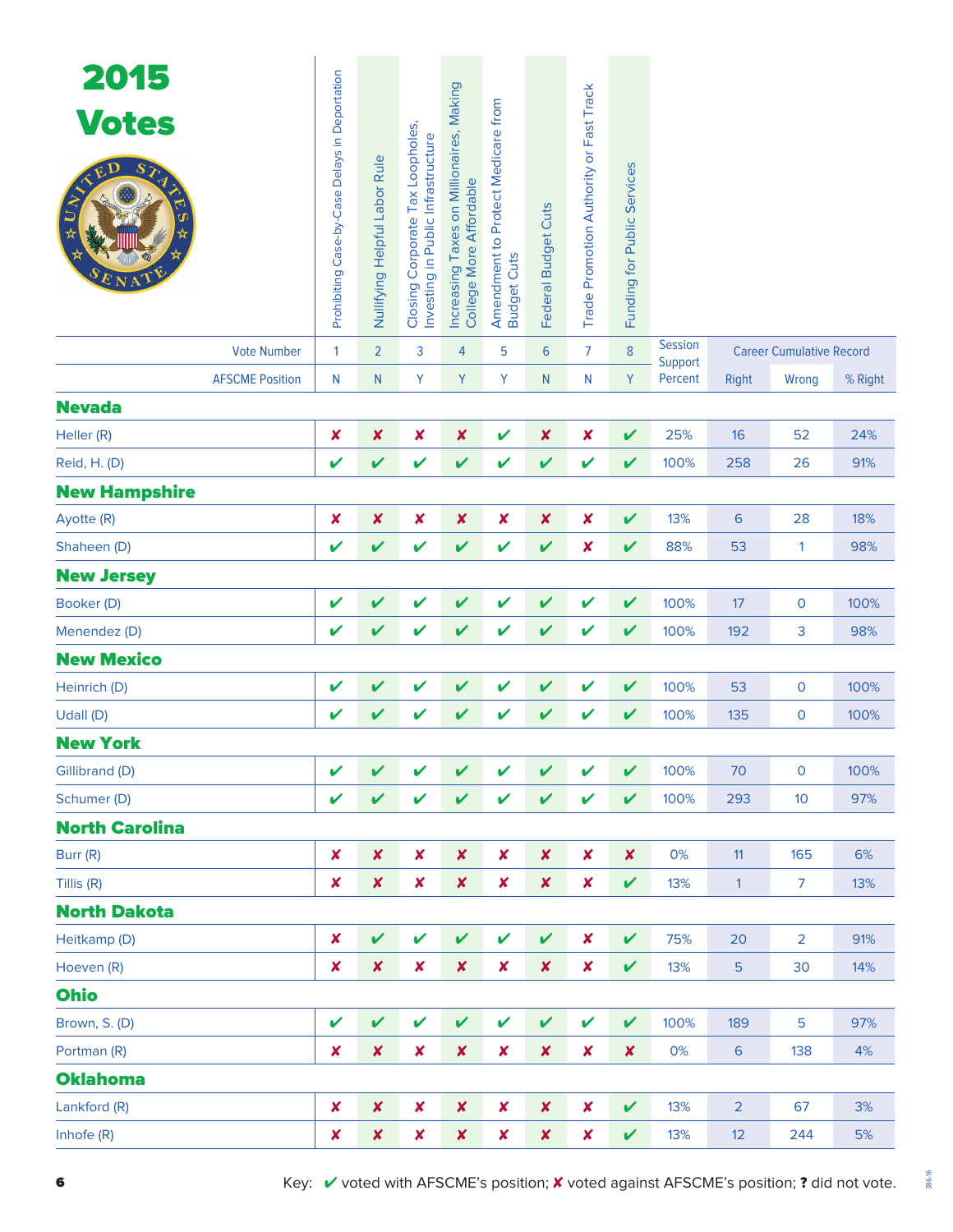# 2015 Votes

| | Prohibiting Case-by-Case Delays in Deportation | Nullifying Helpful Labor Rule | Closing Corporate Tax Loopholes, Investing in Public Infrastructure | Increasing Taxes on Millionaires, Making College More Affordable | Amendment to Protect Medicare from Budget Cuts | Federal Budget Cuts | Trade Promotion Authority or Fast Track | Funding for Public Services | Session Support Percent | Career Cumulative Record | | |
|---|---|---|---|---|---|---|---|---|---|---|---|---|
| Vote Number | 1 | 2 | 3 | 4 | 5 | 6 | 7 | 8 | | Right | Wrong | % Right |
| AFSCME Position | N | N | Y | Y | Y | N | N | Y | | | | |
| **Nevada** | | | | | | | | | | | | |
| Heller (R) | ✘ | ✘ | ✘ | ✘ | ✔ | ✘ | ✘ | ✔ | 25% | 16 | 52 | 24% |
| Reid, H. (D) | ✔ | ✔ | ✔ | ✔ | ✔ | ✔ | ✔ | ✔ | 100% | 258 | 26 | 91% |
| **New Hampshire** | | | | | | | | | | | | |
| Ayotte (R) | ✘ | ✘ | ✘ | ✘ | ✘ | ✘ | ✘ | ✔ | 13% | 6 | 28 | 18% |
| Shaheen (D) | ✔ | ✔ | ✔ | ✔ | ✔ | ✔ | ✘ | ✔ | 88% | 53 | 1 | 98% |
| **New Jersey** | | | | | | | | | | | | |
| Booker (D) | ✔ | ✔ | ✔ | ✔ | ✔ | ✔ | ✔ | ✔ | 100% | 17 | 0 | 100% |
| Menendez (D) | ✔ | ✔ | ✔ | ✔ | ✔ | ✔ | ✔ | ✔ | 100% | 192 | 3 | 98% |
| **New Mexico** | | | | | | | | | | | | |
| Heinrich (D) | ✔ | ✔ | ✔ | ✔ | ✔ | ✔ | ✔ | ✔ | 100% | 53 | 0 | 100% |
| Udall (D) | ✔ | ✔ | ✔ | ✔ | ✔ | ✔ | ✔ | ✔ | 100% | 135 | 0 | 100% |
| **New York** | | | | | | | | | | | | |
| Gillibrand (D) | ✔ | ✔ | ✔ | ✔ | ✔ | ✔ | ✔ | ✔ | 100% | 70 | 0 | 100% |
| Schumer (D) | ✔ | ✔ | ✔ | ✔ | ✔ | ✔ | ✔ | ✔ | 100% | 293 | 10 | 97% |
| **North Carolina** | | | | | | | | | | | | |
| Burr (R) | ✘ | ✘ | ✘ | ✘ | ✘ | ✘ | ✘ | ✘ | 0% | 11 | 165 | 6% |
| Tillis (R) | ✘ | ✘ | ✘ | ✘ | ✘ | ✘ | ✘ | ✔ | 13% | 1 | 7 | 13% |
| **North Dakota** | | | | | | | | | | | | |
| Heitkamp (D) | ✘ | ✔ | ✔ | ✔ | ✔ | ✔ | ✘ | ✔ | 75% | 20 | 2 | 91% |
| Hoeven (R) | ✘ | ✘ | ✘ | ✘ | ✘ | ✘ | ✘ | ✔ | 13% | 5 | 30 | 14% |
| **Ohio** | | | | | | | | | | | | |
| Brown, S. (D) | ✔ | ✔ | ✔ | ✔ | ✔ | ✔ | ✔ | ✔ | 100% | 189 | 5 | 97% |
| Portman (R) | ✘ | ✘ | ✘ | ✘ | ✘ | ✘ | ✘ | ✘ | 0% | 6 | 138 | 4% |
| **Oklahoma** | | | | | | | | | | | | |
| Lankford (R) | ✘ | ✘ | ✘ | ✘ | ✘ | ✘ | ✘ | ✔ | 13% | 2 | 67 | 3% |
| Inhofe (R) | ✘ | ✘ | ✘ | ✘ | ✘ | ✘ | ✘ | ✔ | 13% | 12 | 244 | 5% |

Key: ✔ voted with AFSCME's position; ✘ voted against AFSCME's position; **?** did not vote.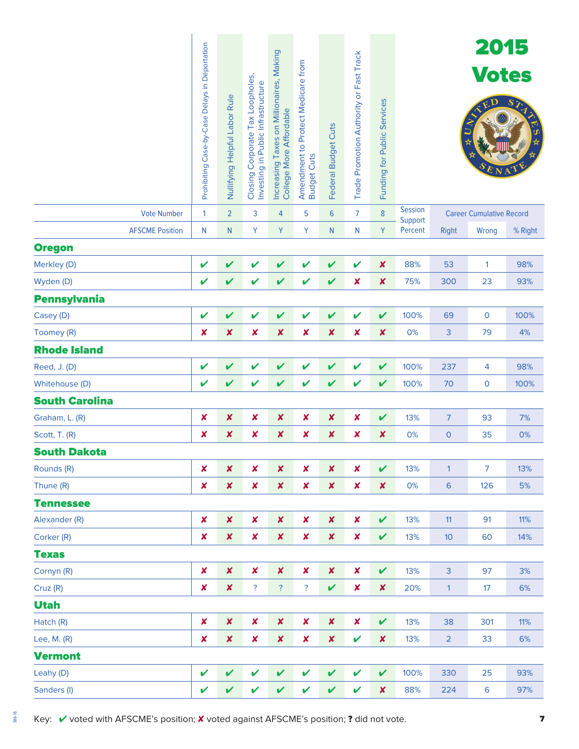# 2015 Votes

| | Prohibiting Case-by-Case Delays in Deportation | Nullifying Helpful Labor Rule | Closing Corporate Tax Loopholes, Investing in Public Infrastructure | Increasing Taxes on Millionaires, Making College More Affordable | Amendment to Protect Medicare from Budget Cuts | Federal Budget Cuts | Trade Promotion Authority or Fast Track | Funding for Public Services | Session Support Percent | Career Cumulative Record | | |
|---|---|---|---|---|---|---|---|---|---|---|---|---|
| Vote Number | 1 | 2 | 3 | 4 | 5 | 6 | 7 | 8 | | Right | Wrong | % Right |
| AFSCME Position | N | N | Y | Y | Y | N | N | Y | | | | |
| **Oregon** | | | | | | | | | | | | |
| Merkley (D) | ✔ | ✔ | ✔ | ✔ | ✔ | ✔ | ✔ | ✘ | 88% | 53 | 1 | 98% |
| Wyden (D) | ✔ | ✔ | ✔ | ✔ | ✔ | ✔ | ✘ | ✘ | 75% | 300 | 23 | 93% |
| **Pennsylvania** | | | | | | | | | | | | |
| Casey (D) | ✔ | ✔ | ✔ | ✔ | ✔ | ✔ | ✔ | ✔ | 100% | 69 | 0 | 100% |
| Toomey (R) | ✘ | ✘ | ✘ | ✘ | ✘ | ✘ | ✘ | ✘ | 0% | 3 | 79 | 4% |
| **Rhode Island** | | | | | | | | | | | | |
| Reed, J. (D) | ✔ | ✔ | ✔ | ✔ | ✔ | ✔ | ✔ | ✔ | 100% | 237 | 4 | 98% |
| Whitehouse (D) | ✔ | ✔ | ✔ | ✔ | ✔ | ✔ | ✔ | ✔ | 100% | 70 | 0 | 100% |
| **South Carolina** | | | | | | | | | | | | |
| Graham, L. (R) | ✘ | ✘ | ✘ | ✘ | ✘ | ✘ | ✘ | ✔ | 13% | 7 | 93 | 7% |
| Scott, T. (R) | ✘ | ✘ | ✘ | ✘ | ✘ | ✘ | ✘ | ✘ | 0% | 0 | 35 | 0% |
| **South Dakota** | | | | | | | | | | | | |
| Rounds (R) | ✘ | ✘ | ✘ | ✘ | ✘ | ✘ | ✘ | ✔ | 13% | 1 | 7 | 13% |
| Thune (R) | ✘ | ✘ | ✘ | ✘ | ✘ | ✘ | ✘ | ✘ | 0% | 6 | 126 | 5% |
| **Tennessee** | | | | | | | | | | | | |
| Alexander (R) | ✘ | ✘ | ✘ | ✘ | ✘ | ✘ | ✘ | ✔ | 13% | 11 | 91 | 11% |
| Corker (R) | ✘ | ✘ | ✘ | ✘ | ✘ | ✘ | ✘ | ✔ | 13% | 10 | 60 | 14% |
| **Texas** | | | | | | | | | | | | |
| Cornyn (R) | ✘ | ✘ | ✘ | ✘ | ✘ | ✘ | ✘ | ✔ | 13% | 3 | 97 | 3% |
| Cruz (R) | ✘ | ✘ | ? | ? | ? | ✔ | ✘ | ✘ | 20% | 1 | 17 | 6% |
| **Utah** | | | | | | | | | | | | |
| Hatch (R) | ✘ | ✘ | ✘ | ✘ | ✘ | ✘ | ✘ | ✔ | 13% | 38 | 301 | 11% |
| Lee, M. (R) | ✘ | ✘ | ✘ | ✘ | ✘ | ✘ | ✔ | ✘ | 13% | 2 | 33 | 6% |
| **Vermont** | | | | | | | | | | | | |
| Leahy (D) | ✔ | ✔ | ✔ | ✔ | ✔ | ✔ | ✔ | ✔ | 100% | 330 | 25 | 93% |
| Sanders (I) | ✔ | ✔ | ✔ | ✔ | ✔ | ✔ | ✔ | ✘ | 88% | 224 | 6 | 97% |

Key: ✔ voted with AFSCME's position; ✘ voted against AFSCME's position; ? did not vote.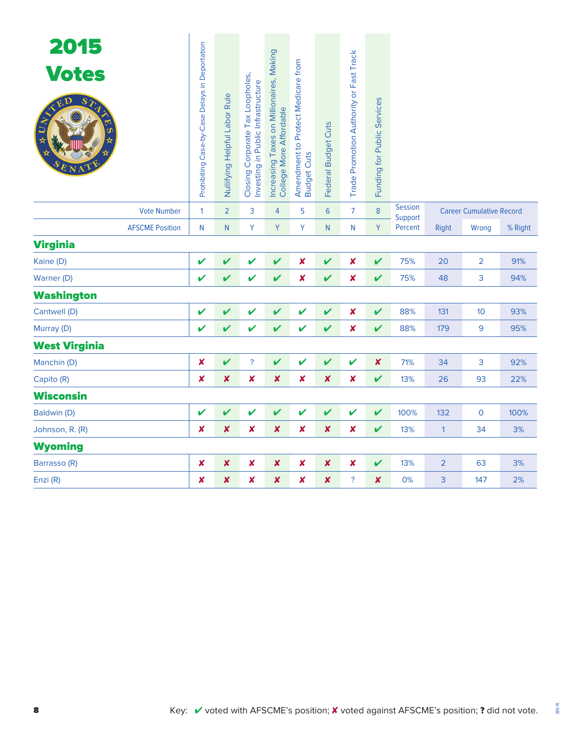# 2015 Votes

| | Prohibiting Case-by-Case Delays in Deportation | Nullifying Helpful Labor Rule | Closing Corporate Tax Loopholes, Investing in Public Infrastructure | Increasing Taxes on Millionaires, Making College More Affordable | Amendment to Protect Medicare from Budget Cuts | Federal Budget Cuts | Trade Promotion Authority or Fast Track | Funding for Public Services | Session Support Percent | Career Cumulative Record | | |
|---|---|---|---|---|---|---|---|---|---|---|---|---|
| Vote Number | 1 | 2 | 3 | 4 | 5 | 6 | 7 | 8 | | Right | Wrong | % Right |
| AFSCME Position | N | N | Y | Y | Y | N | N | Y | | | | |
| **Virginia** | | | | | | | | | | | | |
| Kaine (D) | ✔ | ✔ | ✔ | ✔ | ✘ | ✔ | ✘ | ✔ | 75% | 20 | 2 | 91% |
| Warner (D) | ✔ | ✔ | ✔ | ✔ | ✘ | ✔ | ✘ | ✔ | 75% | 48 | 3 | 94% |
| **Washington** | | | | | | | | | | | | |
| Cantwell (D) | ✔ | ✔ | ✔ | ✔ | ✔ | ✔ | ✘ | ✔ | 88% | 131 | 10 | 93% |
| Murray (D) | ✔ | ✔ | ✔ | ✔ | ✔ | ✔ | ✘ | ✔ | 88% | 179 | 9 | 95% |
| **West Virginia** | | | | | | | | | | | | |
| Manchin (D) | ✘ | ✔ | ? | ✔ | ✔ | ✔ | ✔ | ✘ | 71% | 34 | 3 | 92% |
| Capito (R) | ✘ | ✘ | ✘ | ✘ | ✘ | ✘ | ✘ | ✔ | 13% | 26 | 93 | 22% |
| **Wisconsin** | | | | | | | | | | | | |
| Baldwin (D) | ✔ | ✔ | ✔ | ✔ | ✔ | ✔ | ✔ | ✔ | 100% | 132 | 0 | 100% |
| Johnson, R. (R) | ✘ | ✘ | ✘ | ✘ | ✘ | ✘ | ✘ | ✔ | 13% | 1 | 34 | 3% |
| **Wyoming** | | | | | | | | | | | | |
| Barrasso (R) | ✘ | ✘ | ✘ | ✘ | ✘ | ✘ | ✘ | ✔ | 13% | 2 | 63 | 3% |
| Enzi (R) | ✘ | ✘ | ✘ | ✘ | ✘ | ✘ | ? | ✘ | 0% | 3 | 147 | 2% |

Key: ✔ voted with AFSCME's position; ✘ voted against AFSCME's position; **?** did not vote.